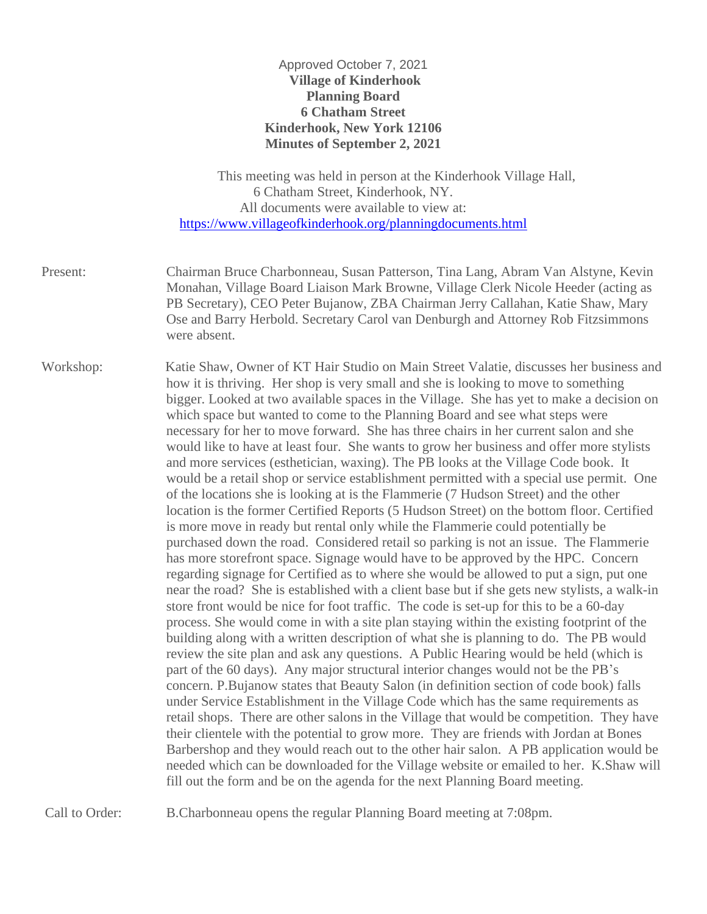Approved October 7, 2021

**Village of Kinderhook**
**Planning Board**
**6 Chatham Street**
**Kinderhook, New York 12106**
**Minutes of September 2, 2021**

This meeting was held in person at the Kinderhook Village Hall, 6 Chatham Street, Kinderhook, NY.
All documents were available to view at:
https://www.villageofkinderhook.org/planningdocuments.html

**Present:** Chairman Bruce Charbonneau, Susan Patterson, Tina Lang, Abram Van Alstyne, Kevin Monahan, Village Board Liaison Mark Browne, Village Clerk Nicole Heeder (acting as PB Secretary), CEO Peter Bujanow, ZBA Chairman Jerry Callahan, Katie Shaw, Mary Ose and Barry Herbold. Secretary Carol van Denburgh and Attorney Rob Fitzsimmons were absent.

**Workshop:** Katie Shaw, Owner of KT Hair Studio on Main Street Valatie, discusses her business and how it is thriving. Her shop is very small and she is looking to move to something bigger. Looked at two available spaces in the Village. She has yet to make a decision on which space but wanted to come to the Planning Board and see what steps were necessary for her to move forward. She has three chairs in her current salon and she would like to have at least four. She wants to grow her business and offer more stylists and more services (esthetician, waxing). The PB looks at the Village Code book. It would be a retail shop or service establishment permitted with a special use permit. One of the locations she is looking at is the Flammerie (7 Hudson Street) and the other location is the former Certified Reports (5 Hudson Street) on the bottom floor. Certified is more move in ready but rental only while the Flammerie could potentially be purchased down the road. Considered retail so parking is not an issue. The Flammerie has more storefront space. Signage would have to be approved by the HPC. Concern regarding signage for Certified as to where she would be allowed to put a sign, put one near the road? She is established with a client base but if she gets new stylists, a walk-in store front would be nice for foot traffic. The code is set-up for this to be a 60-day process. She would come in with a site plan staying within the existing footprint of the building along with a written description of what she is planning to do. The PB would review the site plan and ask any questions. A Public Hearing would be held (which is part of the 60 days). Any major structural interior changes would not be the PB's concern. P.Bujanow states that Beauty Salon (in definition section of code book) falls under Service Establishment in the Village Code which has the same requirements as retail shops. There are other salons in the Village that would be competition. They have their clientele with the potential to grow more. They are friends with Jordan at Bones Barbershop and they would reach out to the other hair salon. A PB application would be needed which can be downloaded for the Village website or emailed to her. K.Shaw will fill out the form and be on the agenda for the next Planning Board meeting.

**Call to Order:** B.Charbonneau opens the regular Planning Board meeting at 7:08pm.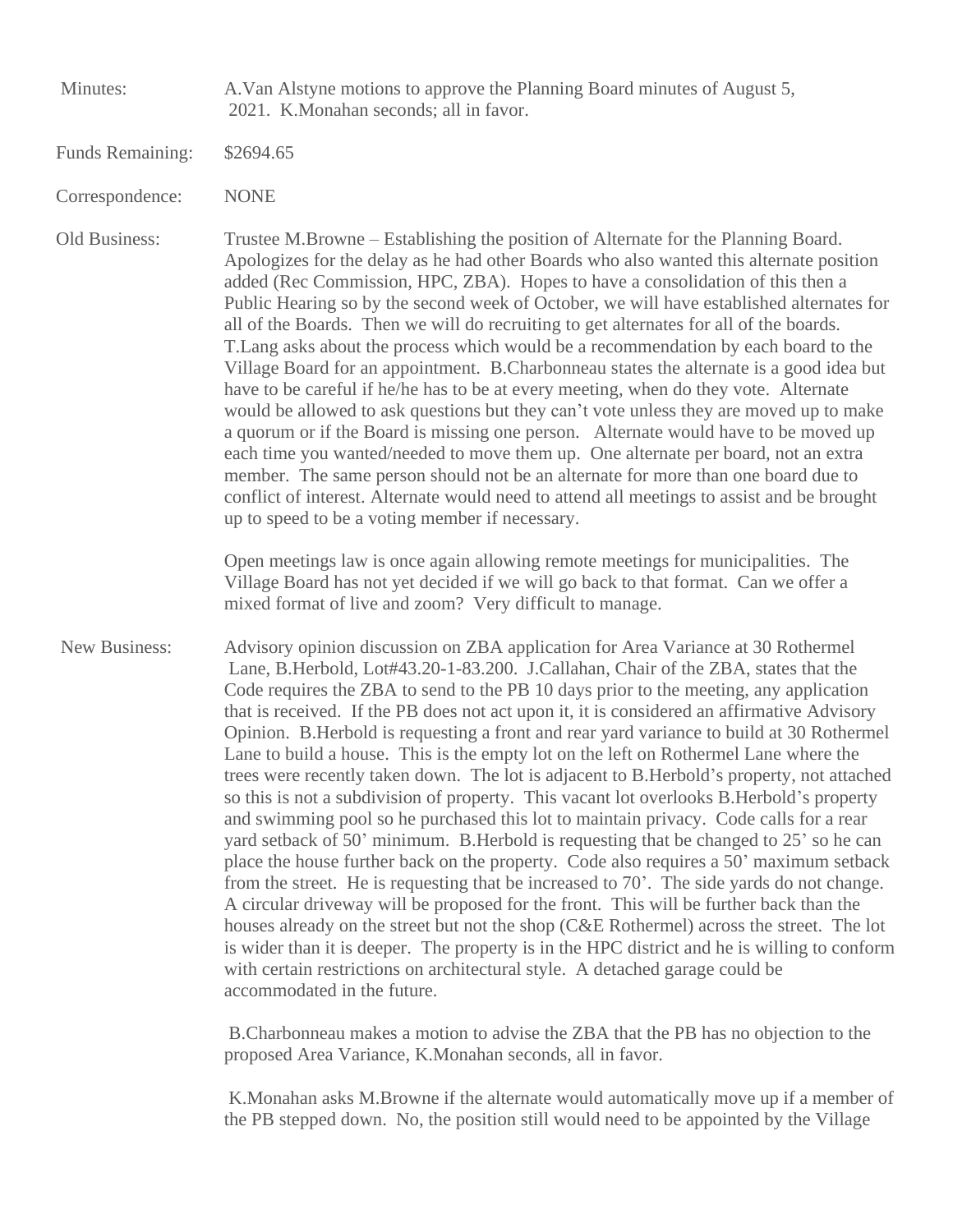**Minutes:** A.Van Alstyne motions to approve the Planning Board minutes of August 5, 2021. K.Monahan seconds; all in favor.

**Funds Remaining:** $2694.65

**Correspondence:** NONE

**Old Business:** Trustee M.Browne – Establishing the position of Alternate for the Planning Board. Apologizes for the delay as he had other Boards who also wanted this alternate position added (Rec Commission, HPC, ZBA). Hopes to have a consolidation of this then a Public Hearing so by the second week of October, we will have established alternates for all of the Boards. Then we will do recruiting to get alternates for all of the boards. T.Lang asks about the process which would be a recommendation by each board to the Village Board for an appointment. B.Charbonneau states the alternate is a good idea but have to be careful if he/he has to be at every meeting, when do they vote. Alternate would be allowed to ask questions but they can't vote unless they are moved up to make a quorum or if the Board is missing one person. Alternate would have to be moved up each time you wanted/needed to move them up. One alternate per board, not an extra member. The same person should not be an alternate for more than one board due to conflict of interest. Alternate would need to attend all meetings to assist and be brought up to speed to be a voting member if necessary.

Open meetings law is once again allowing remote meetings for municipalities. The Village Board has not yet decided if we will go back to that format. Can we offer a mixed format of live and zoom? Very difficult to manage.

**New Business:** Advisory opinion discussion on ZBA application for Area Variance at 30 Rothermel Lane, B.Herbold, Lot#43.20-1-83.200. J.Callahan, Chair of the ZBA, states that the Code requires the ZBA to send to the PB 10 days prior to the meeting, any application that is received. If the PB does not act upon it, it is considered an affirmative Advisory Opinion. B.Herbold is requesting a front and rear yard variance to build at 30 Rothermel Lane to build a house. This is the empty lot on the left on Rothermel Lane where the trees were recently taken down. The lot is adjacent to B.Herbold's property, not attached so this is not a subdivision of property. This vacant lot overlooks B.Herbold's property and swimming pool so he purchased this lot to maintain privacy. Code calls for a rear yard setback of 50' minimum. B.Herbold is requesting that be changed to 25' so he can place the house further back on the property. Code also requires a 50' maximum setback from the street. He is requesting that be increased to 70'. The side yards do not change. A circular driveway will be proposed for the front. This will be further back than the houses already on the street but not the shop (C&E Rothermel) across the street. The lot is wider than it is deeper. The property is in the HPC district and he is willing to conform with certain restrictions on architectural style. A detached garage could be accommodated in the future.

B.Charbonneau makes a motion to advise the ZBA that the PB has no objection to the proposed Area Variance, K.Monahan seconds, all in favor.

K.Monahan asks M.Browne if the alternate would automatically move up if a member of the PB stepped down. No, the position still would need to be appointed by the Village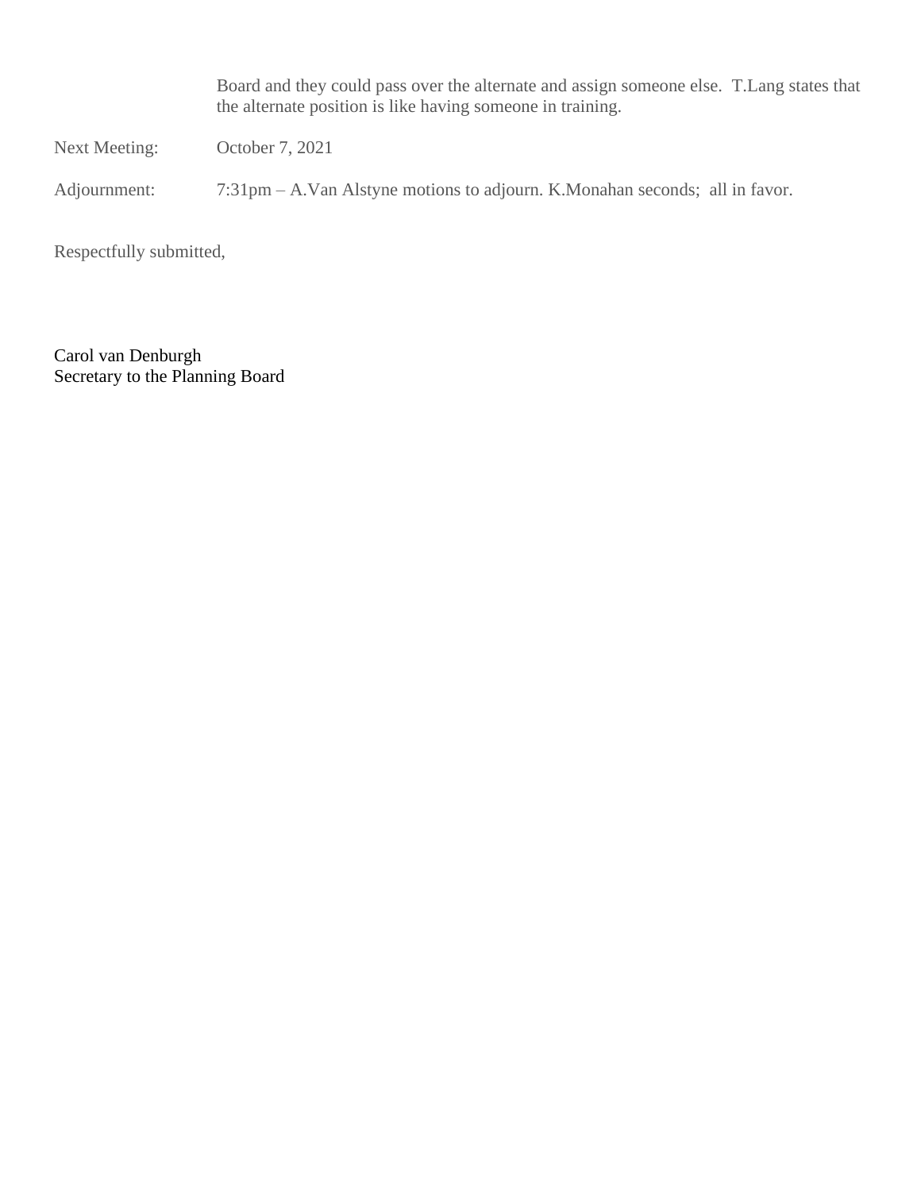Board and they could pass over the alternate and assign someone else. T.Lang states that the alternate position is like having someone in training.

Next Meeting: October 7, 2021

Adjournment: 7:31pm – A.Van Alstyne motions to adjourn. K.Monahan seconds; all in favor.

Respectfully submitted,

Carol van Denburgh
Secretary to the Planning Board